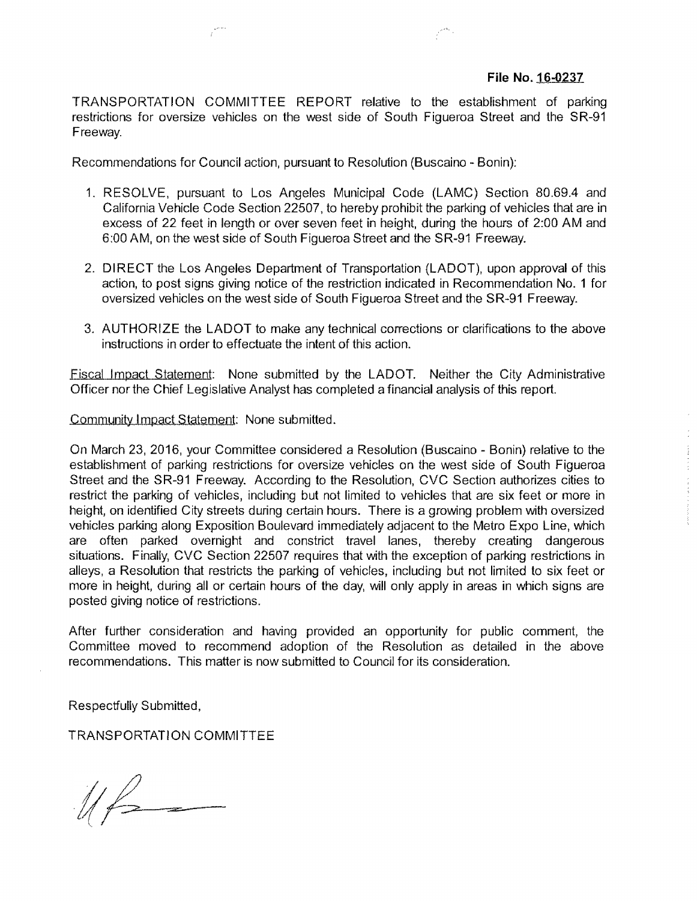**File No. 16-0237**

TRANSPORTATION COMMITTEE REPORT relative to the establishment of parking restrictions for oversize vehicles on the west side of South Figueroa Street and the SR-91 Freeway.

Recommendations for Council action, pursuant to Resolution (Buscaino - Bonin):

1. RESOLVE, pursuant to Los Angeles Municipal Code (LAMC) Section 80.69.4 and California Vehicle Code Section 22507, to hereby prohibit the parking of vehicles that are in excess of 22 feet in length or over seven feet in height, during the hours of 2:00 AM and 6:00 AM, on the west side of South Figueroa Street and the SR-91 Freeway.

2. DIRECT the Los Angeles Department of Transportation (LADOT), upon approval of this action, to post signs giving notice of the restriction indicated in Recommendation No. 1 for oversized vehicles on the west side of South Figueroa Street and the SR-91 Freeway.

3. AUTHORIZE the LADOT to make any technical corrections or clarifications to the above instructions in order to effectuate the intent of this action.

Fiscal Impact Statement: None submitted by the LADOT. Neither the City Administrative Officer nor the Chief Legislative Analyst has completed a financial analysis of this report.

Community Impact Statement: None submitted.

On March 23, 2016, your Committee considered a Resolution (Buscaino - Bonin) relative to the establishment of parking restrictions for oversize vehicles on the west side of South Figueroa Street and the SR-91 Freeway. According to the Resolution, CVC Section authorizes cities to restrict the parking of vehicles, including but not limited to vehicles that are six feet or more in height, on identified City streets during certain hours. There is a growing problem with oversized vehicles parking along Exposition Boulevard immediately adjacent to the Metro Expo Line, which are often parked overnight and constrict travel lanes, thereby creating dangerous situations. Finally, CVC Section 22507 requires that with the exception of parking restrictions in alleys, a Resolution that restricts the parking of vehicles, including but not limited to six feet or more in height, during all or certain hours of the day, will only apply in areas in which signs are posted giving notice of restrictions.

After further consideration and having provided an opportunity for public comment, the Committee moved to recommend adoption of the Resolution as detailed in the above recommendations. This matter is now submitted to Council for its consideration.

Respectfully Submitted,

TRANSPORTATION COMMITTEE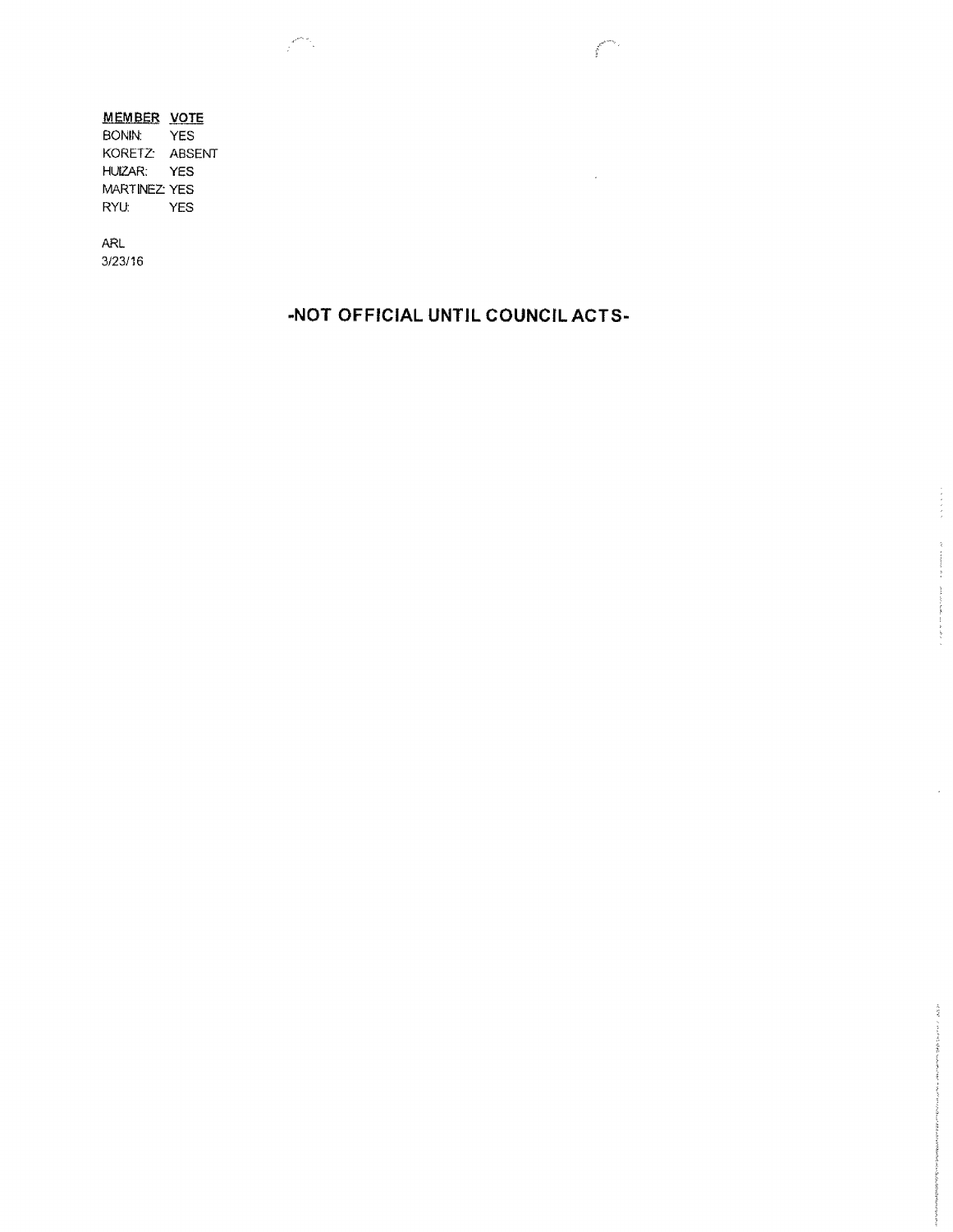| MEMBER | VOTE |
| --- | --- |
| BONIN: | YES |
| KORETZ: | ABSENT |
| HUIZAR: | YES |
| MARTINEZ: | YES |
| RYU: | YES |

ARL
3/23/16

**-NOT OFFICIAL UNTIL COUNCIL ACTS-**